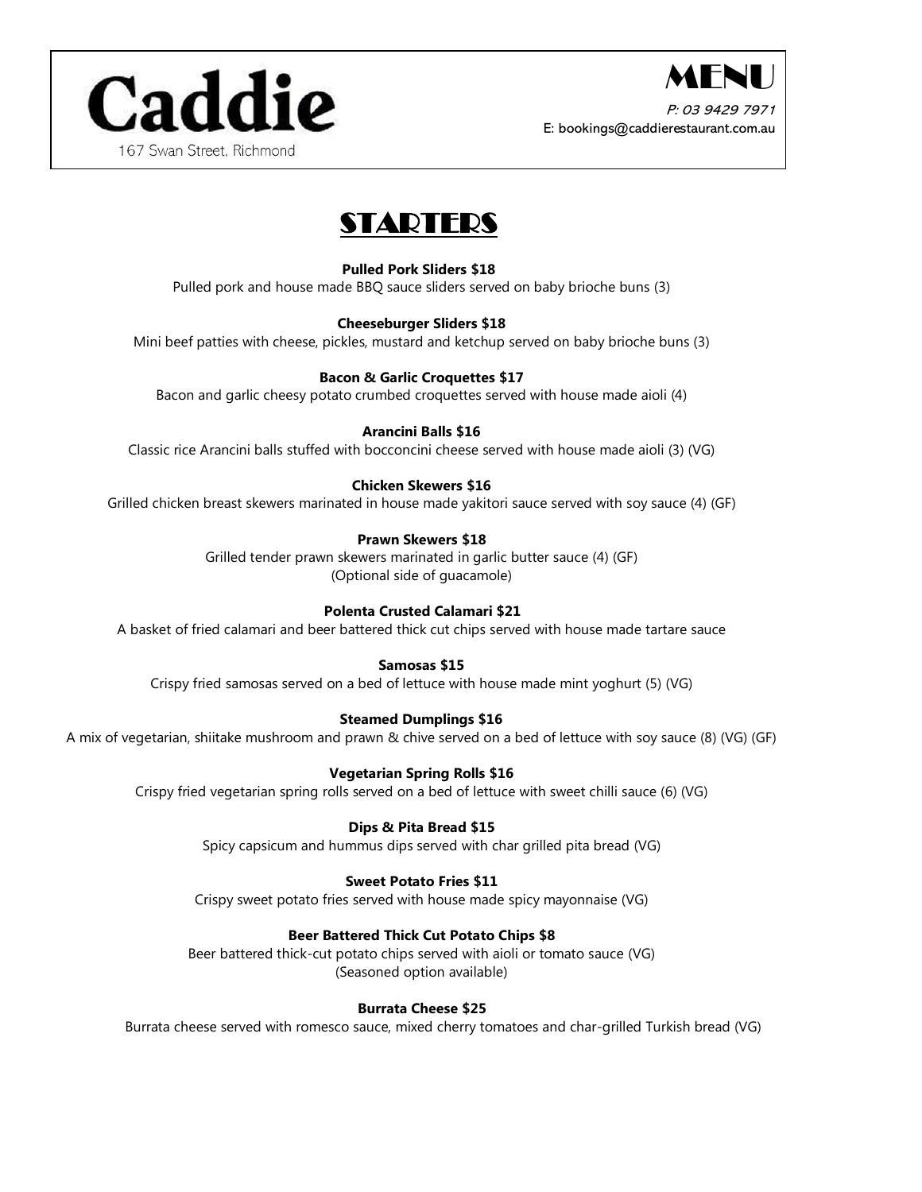# Caddie

167 Swan Street, Richmond

## MENU

*P: 03 9429 7971*

E: bookings@caddierestaurant.com.au

## STARTERS

**Pulled Pork Sliders $18**
Pulled pork and house made BBQ sauce sliders served on baby brioche buns (3)

**Cheeseburger Sliders $18**
Mini beef patties with cheese, pickles, mustard and ketchup served on baby brioche buns (3)

**Bacon & Garlic Croquettes $17**
Bacon and garlic cheesy potato crumbed croquettes served with house made aioli (4)

**Arancini Balls $16**
Classic rice Arancini balls stuffed with bocconcini cheese served with house made aioli (3) (VG)

**Chicken Skewers $16**
Grilled chicken breast skewers marinated in house made yakitori sauce served with soy sauce (4) (GF)

**Prawn Skewers $18**
Grilled tender prawn skewers marinated in garlic butter sauce (4) (GF)
(Optional side of guacamole)

**Polenta Crusted Calamari $21**
A basket of fried calamari and beer battered thick cut chips served with house made tartare sauce

**Samosas $15**
Crispy fried samosas served on a bed of lettuce with house made mint yoghurt (5) (VG)

**Steamed Dumplings $16**
A mix of vegetarian, shiitake mushroom and prawn & chive served on a bed of lettuce with soy sauce (8) (VG) (GF)

**Vegetarian Spring Rolls $16**
Crispy fried vegetarian spring rolls served on a bed of lettuce with sweet chilli sauce (6) (VG)

**Dips & Pita Bread $15**
Spicy capsicum and hummus dips served with char grilled pita bread (VG)

**Sweet Potato Fries $11**
Crispy sweet potato fries served with house made spicy mayonnaise (VG)

**Beer Battered Thick Cut Potato Chips $8**
Beer battered thick-cut potato chips served with aioli or tomato sauce (VG)
(Seasoned option available)

**Burrata Cheese $25**
Burrata cheese served with romesco sauce, mixed cherry tomatoes and char-grilled Turkish bread (VG)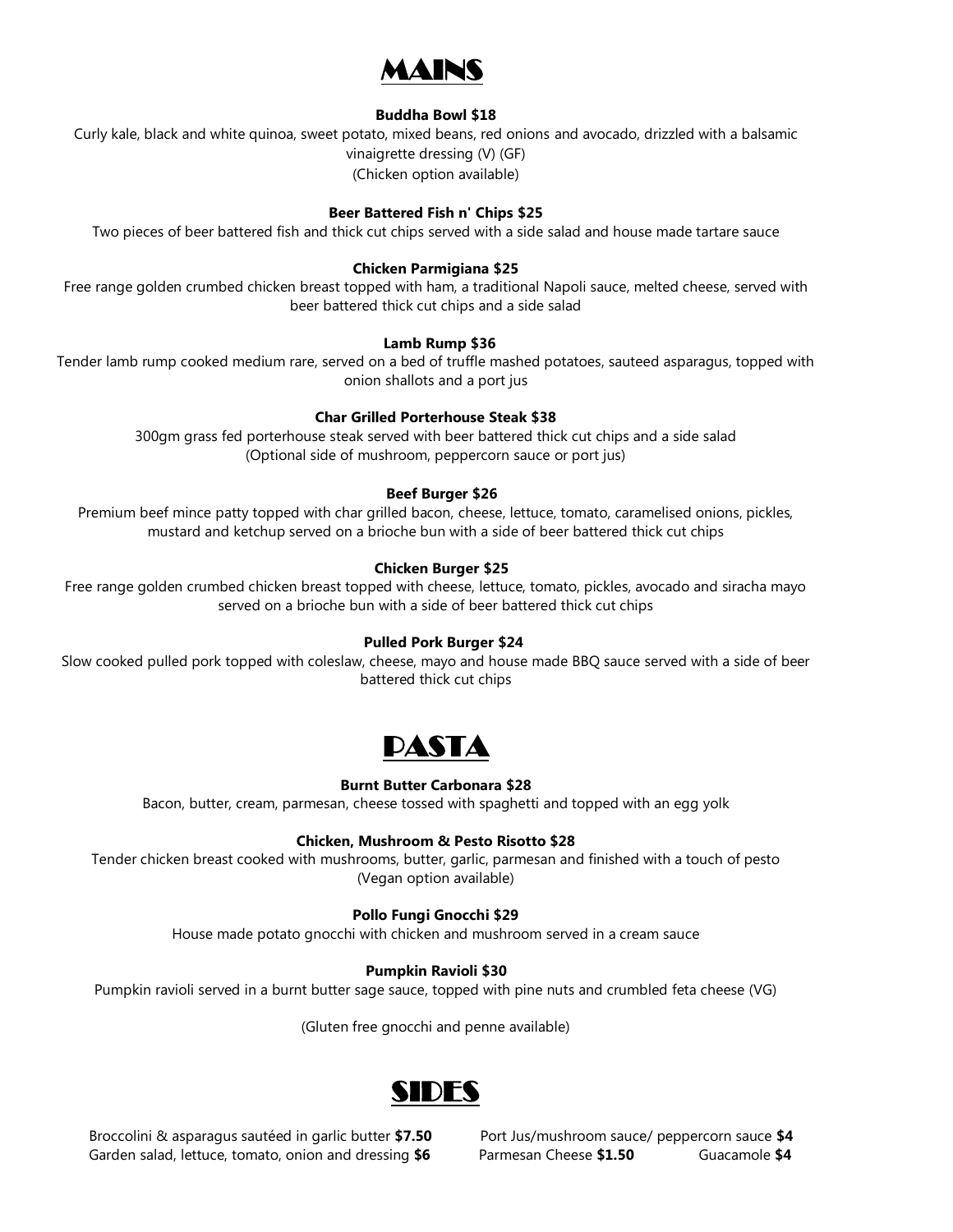# MAINS

**Buddha Bowl $18**

Curly kale, black and white quinoa, sweet potato, mixed beans, red onions and avocado, drizzled with a balsamic vinaigrette dressing (V) (GF)
(Chicken option available)

**Beer Battered Fish n' Chips $25**

Two pieces of beer battered fish and thick cut chips served with a side salad and house made tartare sauce

**Chicken Parmigiana $25**

Free range golden crumbed chicken breast topped with ham, a traditional Napoli sauce, melted cheese, served with beer battered thick cut chips and a side salad

**Lamb Rump $36**

Tender lamb rump cooked medium rare, served on a bed of truffle mashed potatoes, sauteed asparagus, topped with onion shallots and a port jus

**Char Grilled Porterhouse Steak $38**

300gm grass fed porterhouse steak served with beer battered thick cut chips and a side salad
(Optional side of mushroom, peppercorn sauce or port jus)

**Beef Burger $26**

Premium beef mince patty topped with char grilled bacon, cheese, lettuce, tomato, caramelised onions, pickles, mustard and ketchup served on a brioche bun with a side of beer battered thick cut chips

**Chicken Burger $25**

Free range golden crumbed chicken breast topped with cheese, lettuce, tomato, pickles, avocado and siracha mayo served on a brioche bun with a side of beer battered thick cut chips

**Pulled Pork Burger $24**

Slow cooked pulled pork topped with coleslaw, cheese, mayo and house made BBQ sauce served with a side of beer battered thick cut chips

# PASTA

**Burnt Butter Carbonara $28**

Bacon, butter, cream, parmesan, cheese tossed with spaghetti and topped with an egg yolk

**Chicken, Mushroom & Pesto Risotto $28**

Tender chicken breast cooked with mushrooms, butter, garlic, parmesan and finished with a touch of pesto
(Vegan option available)

**Pollo Fungi Gnocchi $29**

House made potato gnocchi with chicken and mushroom served in a cream sauce

**Pumpkin Ravioli $30**

Pumpkin ravioli served in a burnt butter sage sauce, topped with pine nuts and crumbled feta cheese (VG)

(Gluten free gnocchi and penne available)

# SIDES

Broccolini & asparagus sautéed in garlic butter **$7.50**

Garden salad, lettuce, tomato, onion and dressing **$6**

Port Jus/mushroom sauce/ peppercorn sauce **$4**

Parmesan Cheese **$1.50**

Guacamole **$4**